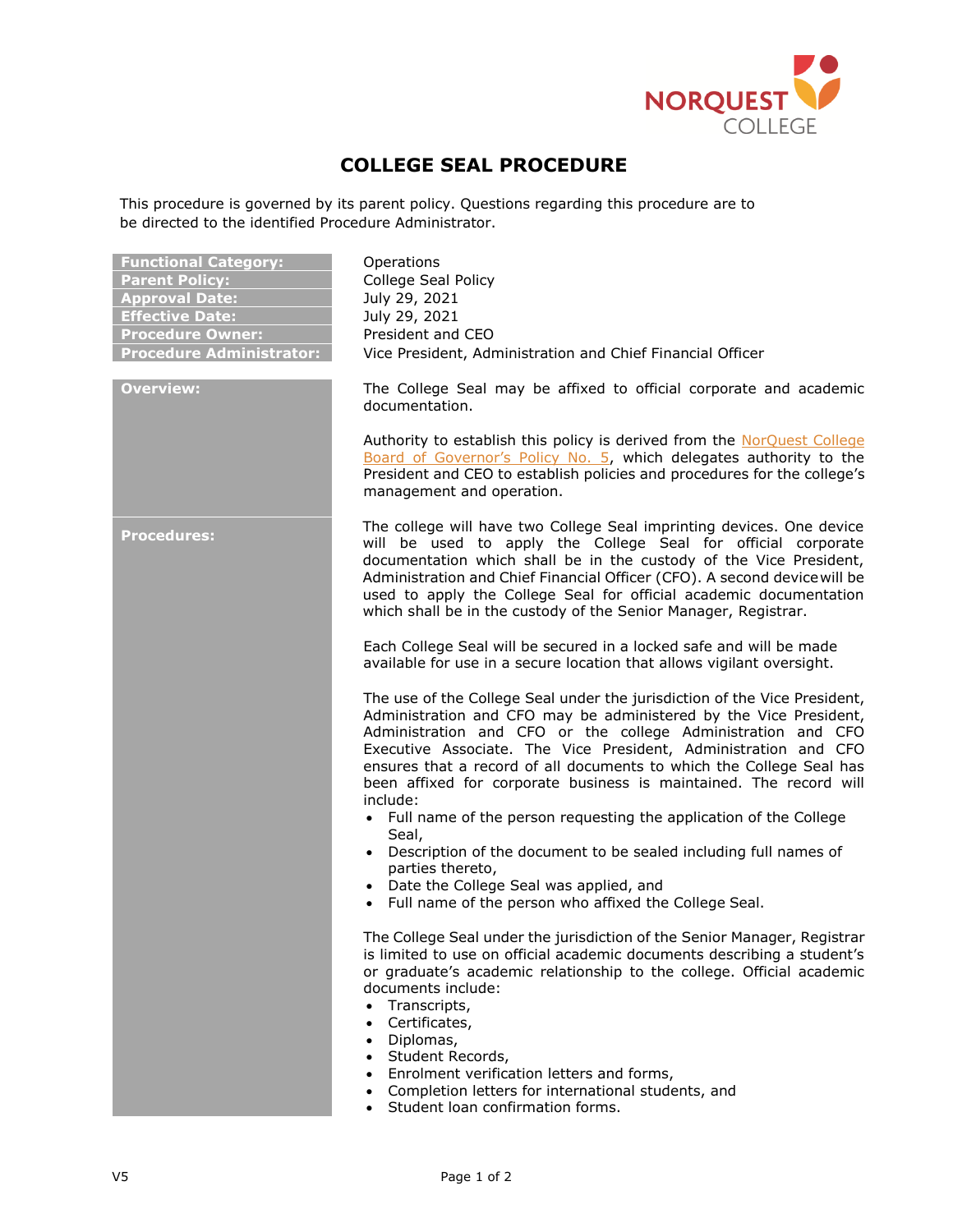# COLLEGE SEAL PROCEDURE

This procedure is governed by its parent policy. Questions regarding this procedure are to be directed to the identified Procedure Administrator.

| | |
|---|---|
| **Functional Category:** | Operations |
| **Parent Policy:** | College Seal Policy |
| **Approval Date:** | July 29, 2021 |
| **Effective Date:** | July 29, 2021 |
| **Procedure Owner:** | President and CEO |
| **Procedure Administrator:** | Vice President, Administration and Chief Financial Officer |

**Overview:**

The College Seal may be affixed to official corporate and academic documentation.

Authority to establish this policy is derived from the NorQuest College Board of Governor's Policy No. 5, which delegates authority to the President and CEO to establish policies and procedures for the college's management and operation.

**Procedures:**

The college will have two College Seal imprinting devices. One device will be used to apply the College Seal for official corporate documentation which shall be in the custody of the Vice President, Administration and Chief Financial Officer (CFO). A second device will be used to apply the College Seal for official academic documentation which shall be in the custody of the Senior Manager, Registrar.

Each College Seal will be secured in a locked safe and will be made available for use in a secure location that allows vigilant oversight.

The use of the College Seal under the jurisdiction of the Vice President, Administration and CFO may be administered by the Vice President, Administration and CFO or the college Administration and CFO Executive Associate. The Vice President, Administration and CFO ensures that a record of all documents to which the College Seal has been affixed for corporate business is maintained. The record will include:

- Full name of the person requesting the application of the College Seal,
- Description of the document to be sealed including full names of parties thereto,
- Date the College Seal was applied, and
- Full name of the person who affixed the College Seal.

The College Seal under the jurisdiction of the Senior Manager, Registrar is limited to use on official academic documents describing a student's or graduate's academic relationship to the college. Official academic documents include:

- Transcripts,
- Certificates,
- Diplomas,
- Student Records,
- Enrolment verification letters and forms,
- Completion letters for international students, and
- Student loan confirmation forms.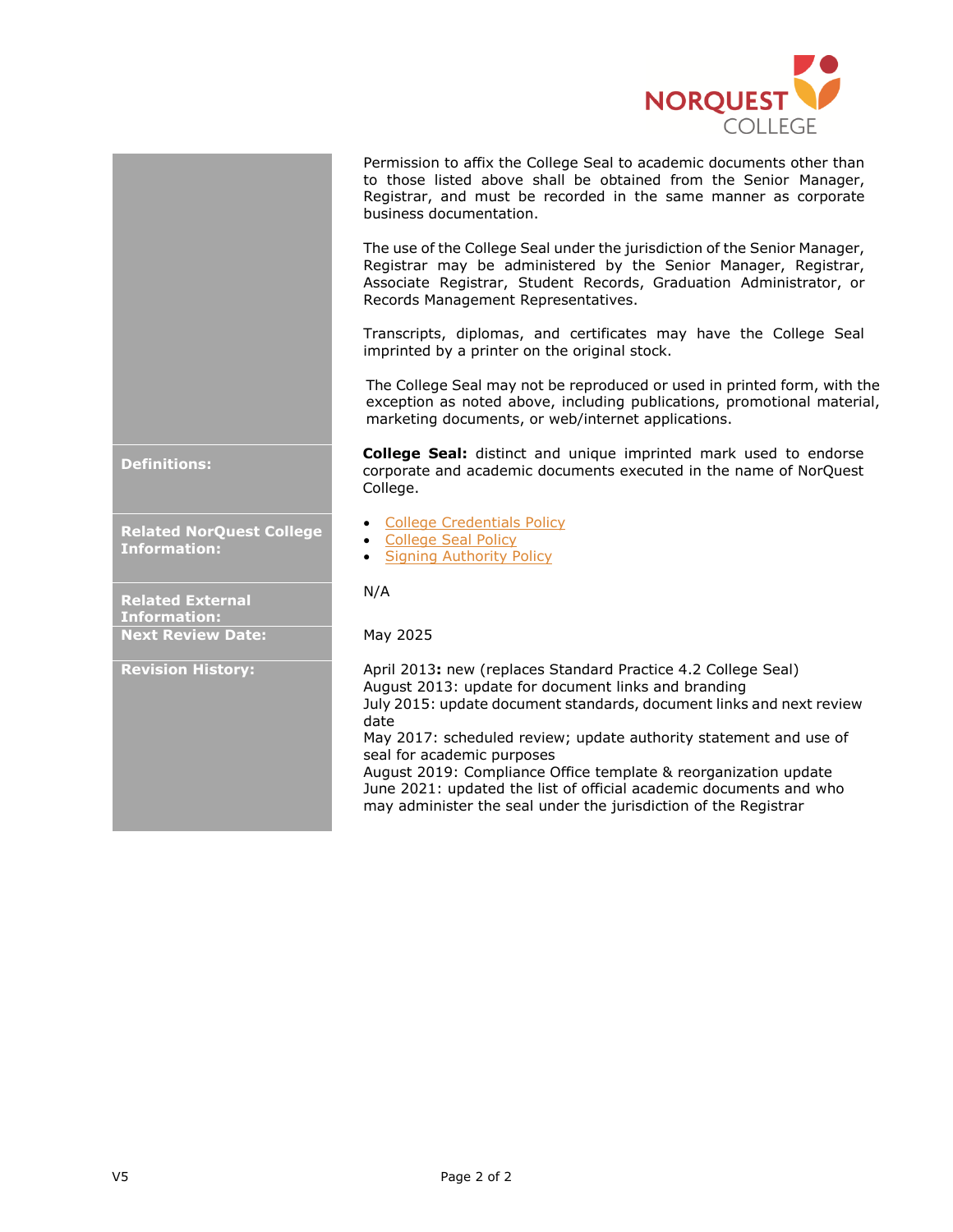| | |
|---|---|
| | Permission to affix the College Seal to academic documents other than to those listed above shall be obtained from the Senior Manager, Registrar, and must be recorded in the same manner as corporate business documentation.<br><br>The use of the College Seal under the jurisdiction of the Senior Manager, Registrar may be administered by the Senior Manager, Registrar, Associate Registrar, Student Records, Graduation Administrator, or Records Management Representatives.<br><br>Transcripts, diplomas, and certificates may have the College Seal imprinted by a printer on the original stock.<br><br>The College Seal may not be reproduced or used in printed form, with the exception as noted above, including publications, promotional material, marketing documents, or web/internet applications. |
| **Definitions:** | **College Seal:** distinct and unique imprinted mark used to endorse corporate and academic documents executed in the name of NorQuest College. |
| **Related NorQuest College Information:** | • College Credentials Policy<br>• College Seal Policy<br>• Signing Authority Policy |
| **Related External Information:** | N/A |
| **Next Review Date:** | May 2025 |
| **Revision History:** | April 2013**:** new (replaces Standard Practice 4.2 College Seal)<br>August 2013: update for document links and branding<br>July 2015: update document standards, document links and next review date<br>May 2017: scheduled review; update authority statement and use of seal for academic purposes<br>August 2019: Compliance Office template & reorganization update<br>June 2021: updated the list of official academic documents and who may administer the seal under the jurisdiction of the Registrar |

V5